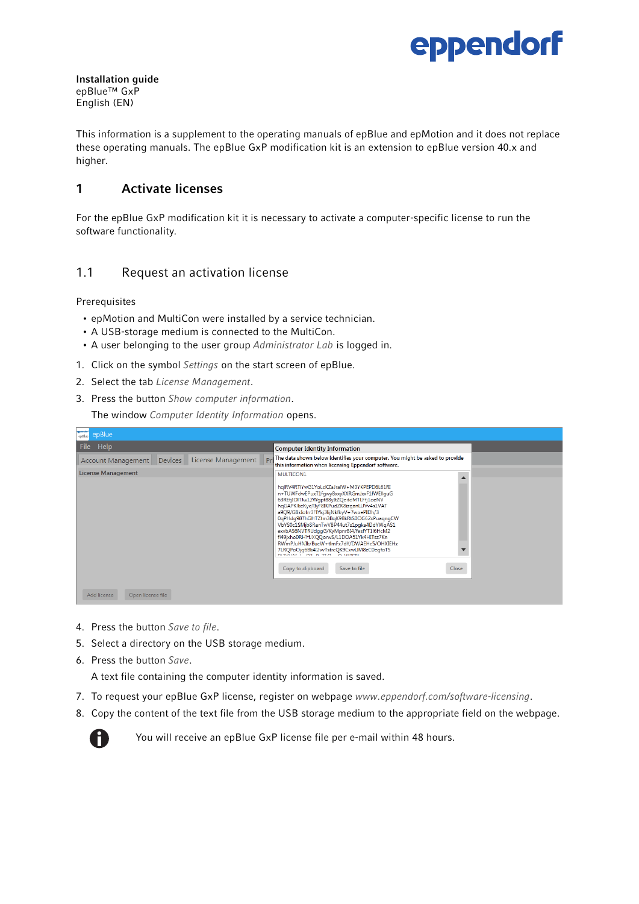**Installation guide**
epBlue™ GxP
English (EN)

This information is a supplement to the operating manuals of epBlue and epMotion and it does not replace these operating manuals. The epBlue GxP modification kit is an extension to epBlue version 40.x and higher.

# 1 Activate licenses

For the epBlue GxP modification kit it is necessary to activate a computer-specific license to run the software functionality.

## 1.1 Request an activation license

Prerequisites

- epMotion and MultiCon were installed by a service technician.
- A USB-storage medium is connected to the MultiCon.
- A user belonging to the user group *Administrator Lab* is logged in.

1. Click on the symbol *Settings* on the start screen of epBlue.
2. Select the tab *License Management*.
3. Press the button *Show computer information*.

   The window *Computer Identity Information* opens.

4. Press the button *Save to file*.
5. Select a directory on the USB storage medium.
6. Press the button *Save*.

   A text file containing the computer identity information is saved.

7. To request your epBlue GxP license, register on webpage *www.eppendorf.com/software-licensing*.
8. Copy the content of the text file from the USB storage medium to the appropriate field on the webpage.

You will receive an epBlue GxP license file per e-mail within 48 hours.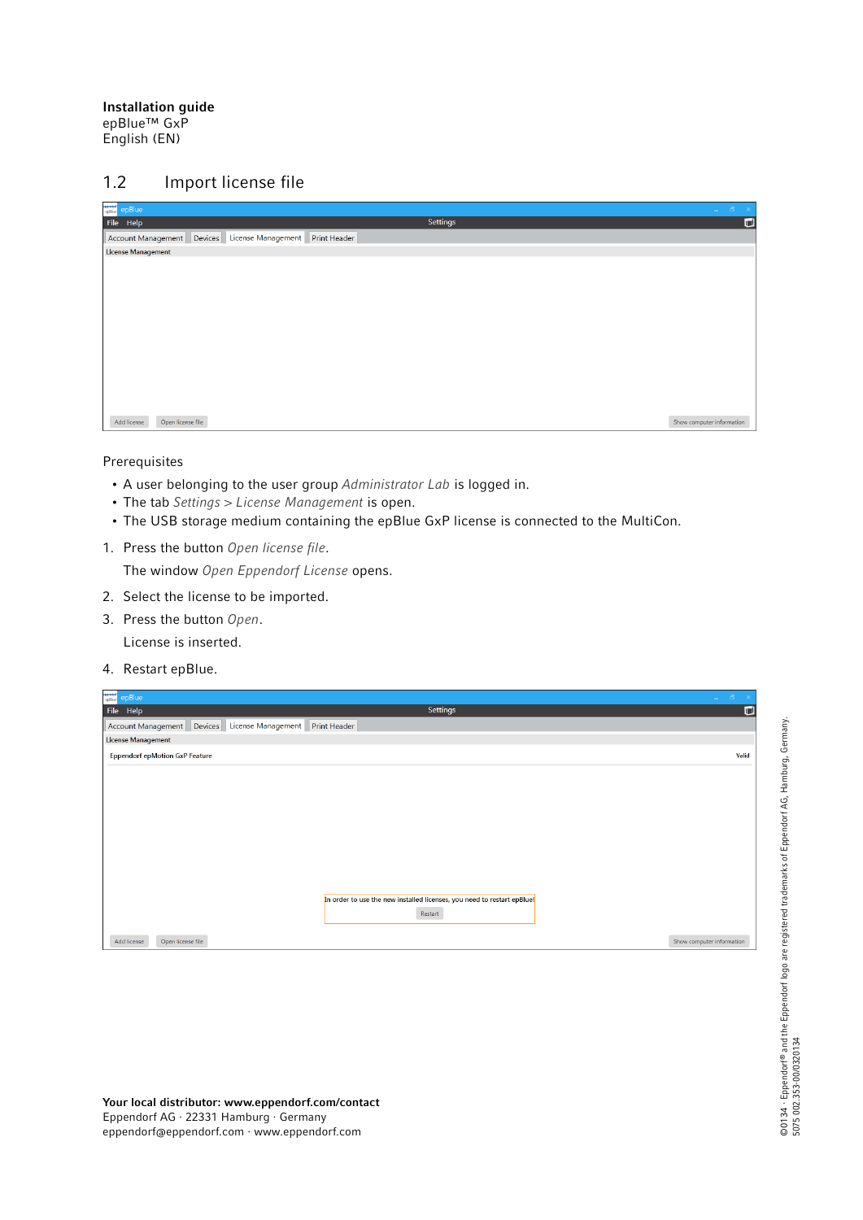## 1.2 Import license file

Prerequisites

- A user belonging to the user group *Administrator Lab* is logged in.
- The tab *Settings > License Management* is open.
- The USB storage medium containing the epBlue GxP license is connected to the MultiCon.

1. Press the button *Open license file*.

   The window *Open Eppendorf License* opens.

2. Select the license to be imported.
3. Press the button *Open*.

   License is inserted.

4. Restart epBlue.

**Your local distributor: www.eppendorf.com/contact**
Eppendorf AG · 22331 Hamburg · Germany
eppendorf@eppendorf.com · www.eppendorf.com

©0134 · Eppendorf® and the Eppendorf logo are registered trademarks of Eppendorf AG, Hamburg, Germany.
5075 002.353-00/032014